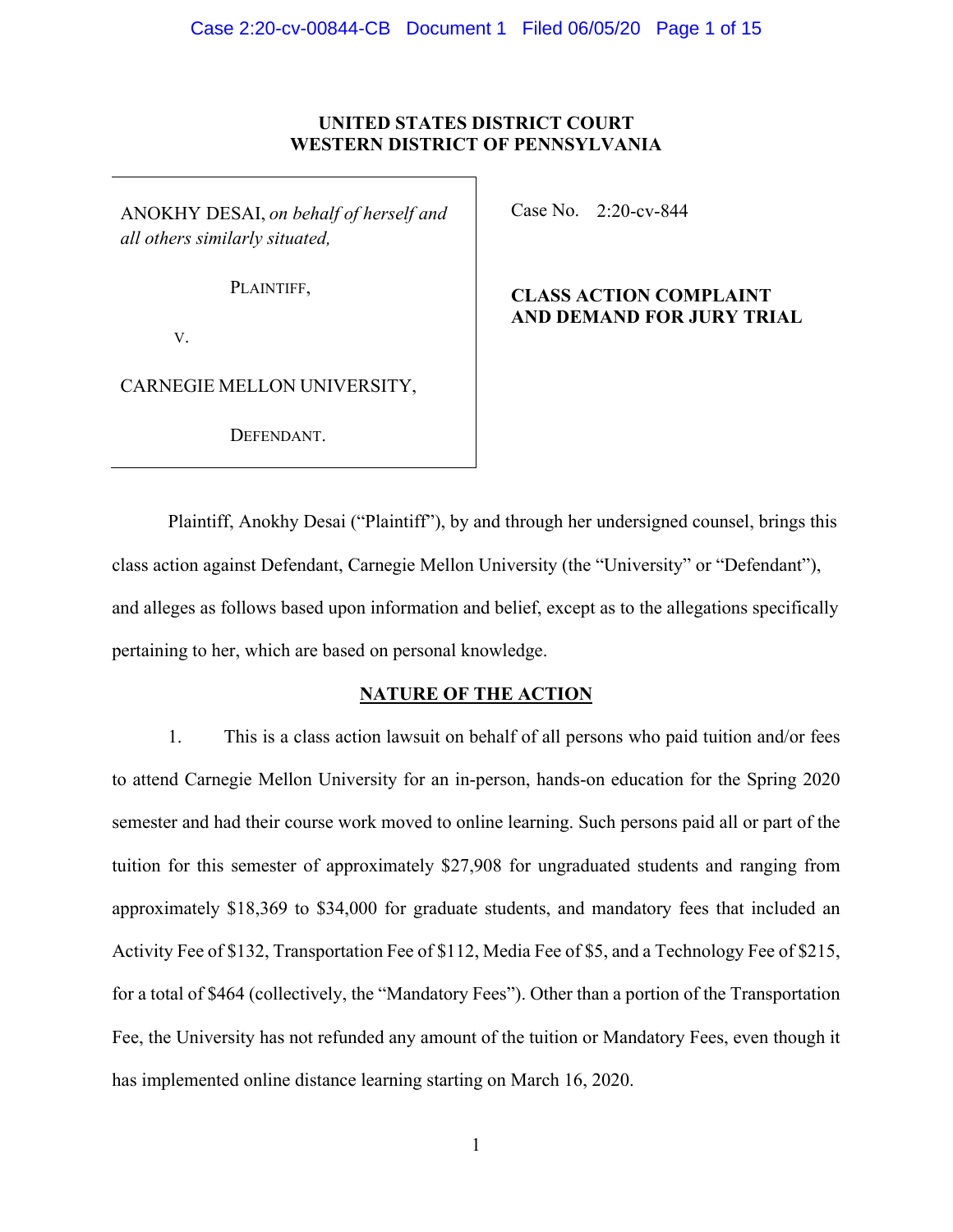**UNITED STATES DISTRICT COURT**
**WESTERN DISTRICT OF PENNSYLVANIA**

| | |
|---|---|
| ANOKHY DESAI, *on behalf of herself and all others similarly situated,*<br><br>PLAINTIFF,<br><br>v.<br><br>CARNEGIE MELLON UNIVERSITY,<br><br>DEFENDANT. | Case No. 2:20-cv-844<br><br>**CLASS ACTION COMPLAINT AND DEMAND FOR JURY TRIAL** |

Plaintiff, Anokhy Desai ("Plaintiff"), by and through her undersigned counsel, brings this class action against Defendant, Carnegie Mellon University (the "University" or "Defendant"), and alleges as follows based upon information and belief, except as to the allegations specifically pertaining to her, which are based on personal knowledge.

## NATURE OF THE ACTION

1. This is a class action lawsuit on behalf of all persons who paid tuition and/or fees to attend Carnegie Mellon University for an in-person, hands-on education for the Spring 2020 semester and had their course work moved to online learning. Such persons paid all or part of the tuition for this semester of approximately $27,908 for ungraduated students and ranging from approximately $18,369 to $34,000 for graduate students, and mandatory fees that included an Activity Fee of $132, Transportation Fee of $112, Media Fee of $5, and a Technology Fee of $215, for a total of $464 (collectively, the "Mandatory Fees"). Other than a portion of the Transportation Fee, the University has not refunded any amount of the tuition or Mandatory Fees, even though it has implemented online distance learning starting on March 16, 2020.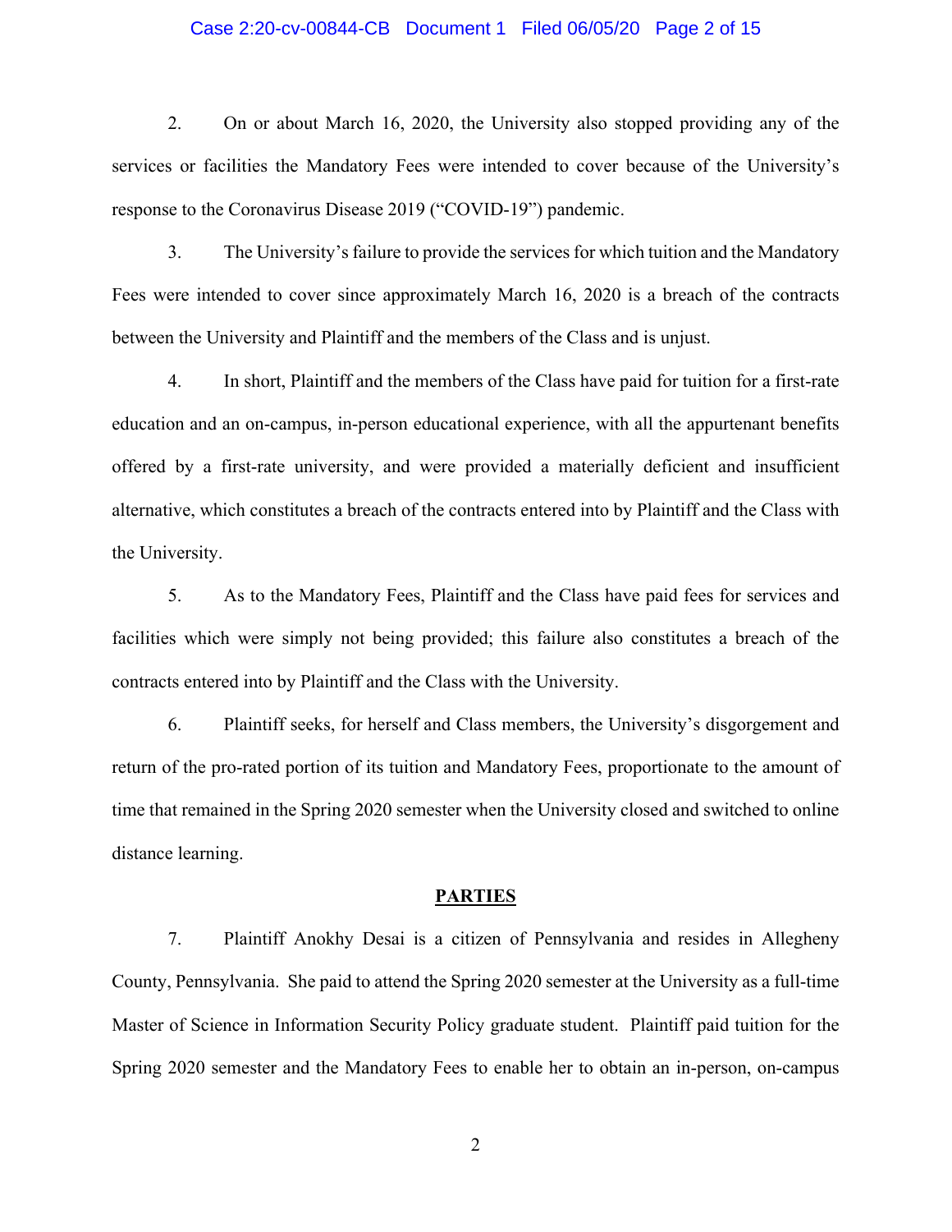2. On or about March 16, 2020, the University also stopped providing any of the services or facilities the Mandatory Fees were intended to cover because of the University's response to the Coronavirus Disease 2019 ("COVID-19") pandemic.

3. The University's failure to provide the services for which tuition and the Mandatory Fees were intended to cover since approximately March 16, 2020 is a breach of the contracts between the University and Plaintiff and the members of the Class and is unjust.

4. In short, Plaintiff and the members of the Class have paid for tuition for a first-rate education and an on-campus, in-person educational experience, with all the appurtenant benefits offered by a first-rate university, and were provided a materially deficient and insufficient alternative, which constitutes a breach of the contracts entered into by Plaintiff and the Class with the University.

5. As to the Mandatory Fees, Plaintiff and the Class have paid fees for services and facilities which were simply not being provided; this failure also constitutes a breach of the contracts entered into by Plaintiff and the Class with the University.

6. Plaintiff seeks, for herself and Class members, the University's disgorgement and return of the pro-rated portion of its tuition and Mandatory Fees, proportionate to the amount of time that remained in the Spring 2020 semester when the University closed and switched to online distance learning.

## PARTIES

7. Plaintiff Anokhy Desai is a citizen of Pennsylvania and resides in Allegheny County, Pennsylvania. She paid to attend the Spring 2020 semester at the University as a full-time Master of Science in Information Security Policy graduate student. Plaintiff paid tuition for the Spring 2020 semester and the Mandatory Fees to enable her to obtain an in-person, on-campus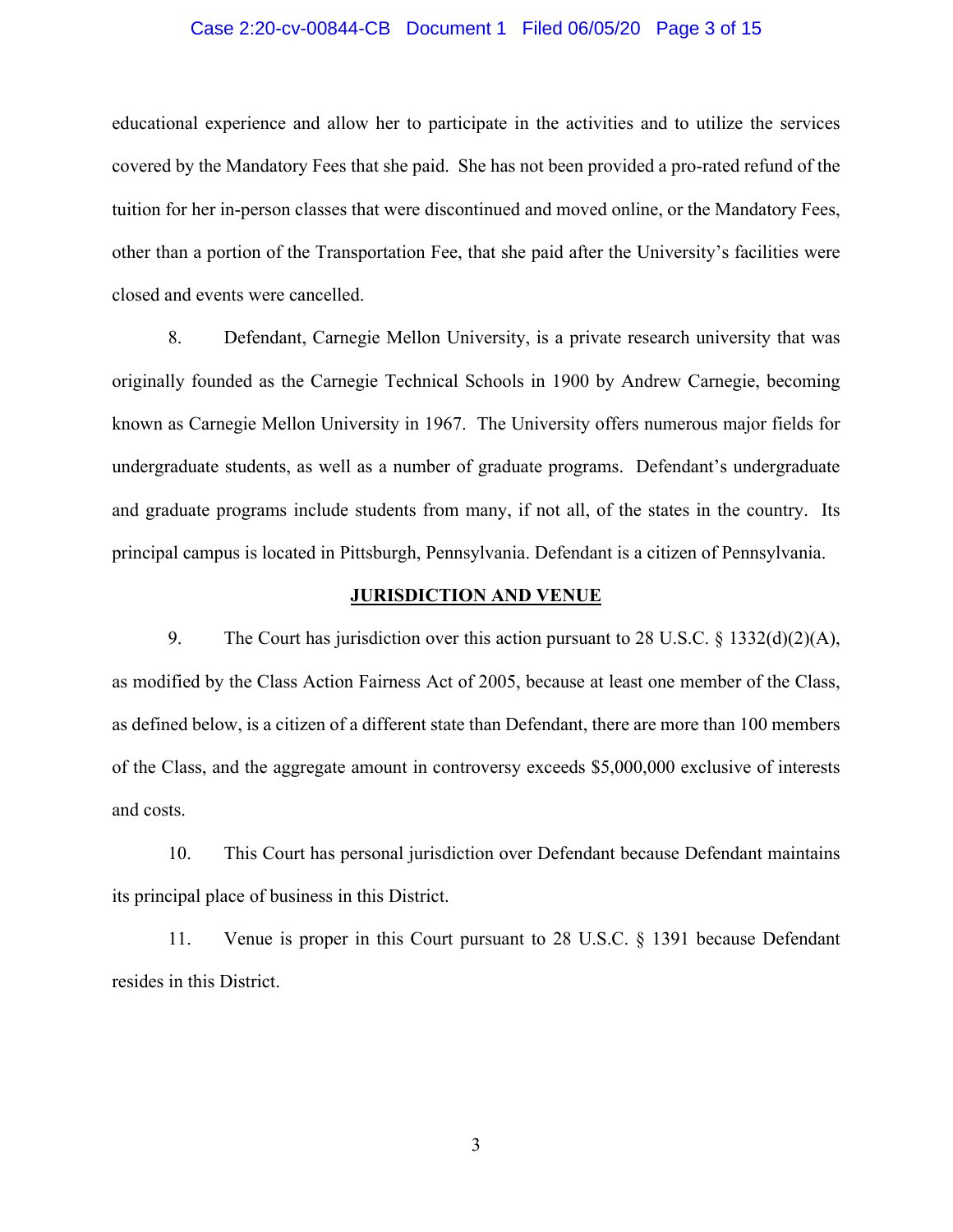educational experience and allow her to participate in the activities and to utilize the services covered by the Mandatory Fees that she paid. She has not been provided a pro-rated refund of the tuition for her in-person classes that were discontinued and moved online, or the Mandatory Fees, other than a portion of the Transportation Fee, that she paid after the University's facilities were closed and events were cancelled.

8. Defendant, Carnegie Mellon University, is a private research university that was originally founded as the Carnegie Technical Schools in 1900 by Andrew Carnegie, becoming known as Carnegie Mellon University in 1967. The University offers numerous major fields for undergraduate students, as well as a number of graduate programs. Defendant's undergraduate and graduate programs include students from many, if not all, of the states in the country. Its principal campus is located in Pittsburgh, Pennsylvania. Defendant is a citizen of Pennsylvania.

## JURISDICTION AND VENUE

9. The Court has jurisdiction over this action pursuant to 28 U.S.C. § 1332(d)(2)(A), as modified by the Class Action Fairness Act of 2005, because at least one member of the Class, as defined below, is a citizen of a different state than Defendant, there are more than 100 members of the Class, and the aggregate amount in controversy exceeds $5,000,000 exclusive of interests and costs.

10. This Court has personal jurisdiction over Defendant because Defendant maintains its principal place of business in this District.

11. Venue is proper in this Court pursuant to 28 U.S.C. § 1391 because Defendant resides in this District.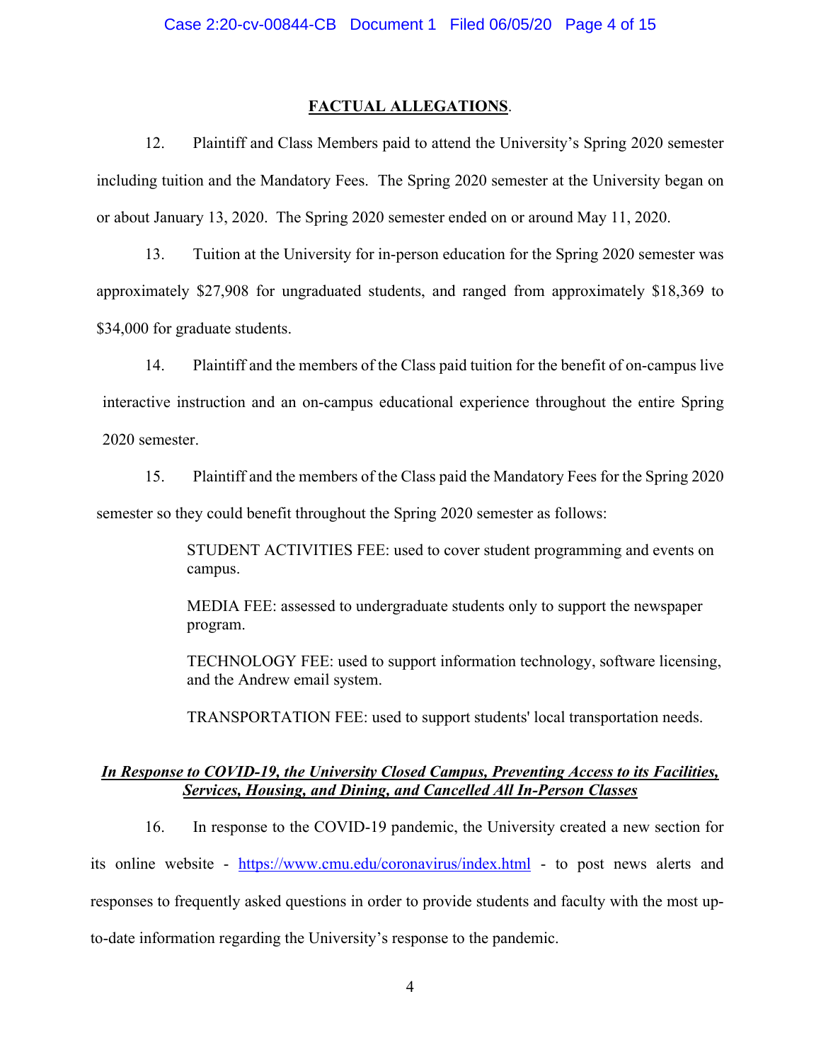## FACTUAL ALLEGATIONS.

12. Plaintiff and Class Members paid to attend the University's Spring 2020 semester including tuition and the Mandatory Fees. The Spring 2020 semester at the University began on or about January 13, 2020. The Spring 2020 semester ended on or around May 11, 2020.

13. Tuition at the University for in-person education for the Spring 2020 semester was approximately $27,908 for ungraduated students, and ranged from approximately $18,369 to $34,000 for graduate students.

14. Plaintiff and the members of the Class paid tuition for the benefit of on-campus live interactive instruction and an on-campus educational experience throughout the entire Spring 2020 semester.

15. Plaintiff and the members of the Class paid the Mandatory Fees for the Spring 2020 semester so they could benefit throughout the Spring 2020 semester as follows:

> STUDENT ACTIVITIES FEE: used to cover student programming and events on campus.
>
> MEDIA FEE: assessed to undergraduate students only to support the newspaper program.
>
> TECHNOLOGY FEE: used to support information technology, software licensing, and the Andrew email system.
>
> TRANSPORTATION FEE: used to support students' local transportation needs.

***<u>In Response to COVID-19, the University Closed Campus, Preventing Access to its Facilities, Services, Housing, and Dining, and Cancelled All In-Person Classes</u>***

16. In response to the COVID-19 pandemic, the University created a new section for its online website - https://www.cmu.edu/coronavirus/index.html - to post news alerts and responses to frequently asked questions in order to provide students and faculty with the most up-to-date information regarding the University's response to the pandemic.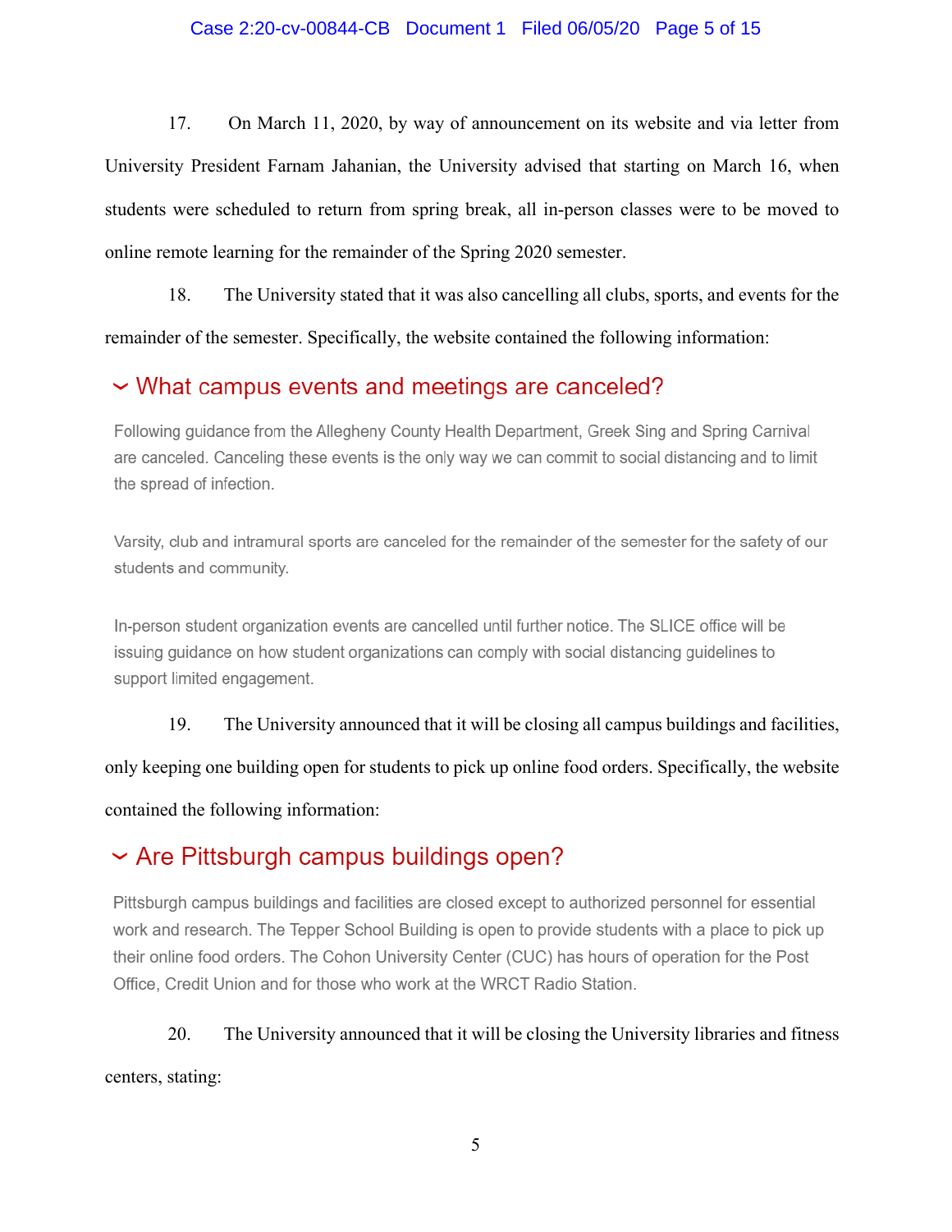17. On March 11, 2020, by way of announcement on its website and via letter from University President Farnam Jahanian, the University advised that starting on March 16, when students were scheduled to return from spring break, all in-person classes were to be moved to online remote learning for the remainder of the Spring 2020 semester.

18. The University stated that it was also cancelling all clubs, sports, and events for the remainder of the semester. Specifically, the website contained the following information:

> ### What campus events and meetings are canceled?
>
> Following guidance from the Allegheny County Health Department, Greek Sing and Spring Carnival are canceled. Canceling these events is the only way we can commit to social distancing and to limit the spread of infection.
>
> Varsity, club and intramural sports are canceled for the remainder of the semester for the safety of our students and community.
>
> In-person student organization events are cancelled until further notice. The SLICE office will be issuing guidance on how student organizations can comply with social distancing guidelines to support limited engagement.

19. The University announced that it will be closing all campus buildings and facilities, only keeping one building open for students to pick up online food orders. Specifically, the website contained the following information:

> ### Are Pittsburgh campus buildings open?
>
> Pittsburgh campus buildings and facilities are closed except to authorized personnel for essential work and research. The Tepper School Building is open to provide students with a place to pick up their online food orders. The Cohon University Center (CUC) has hours of operation for the Post Office, Credit Union and for those who work at the WRCT Radio Station.

20. The University announced that it will be closing the University libraries and fitness centers, stating: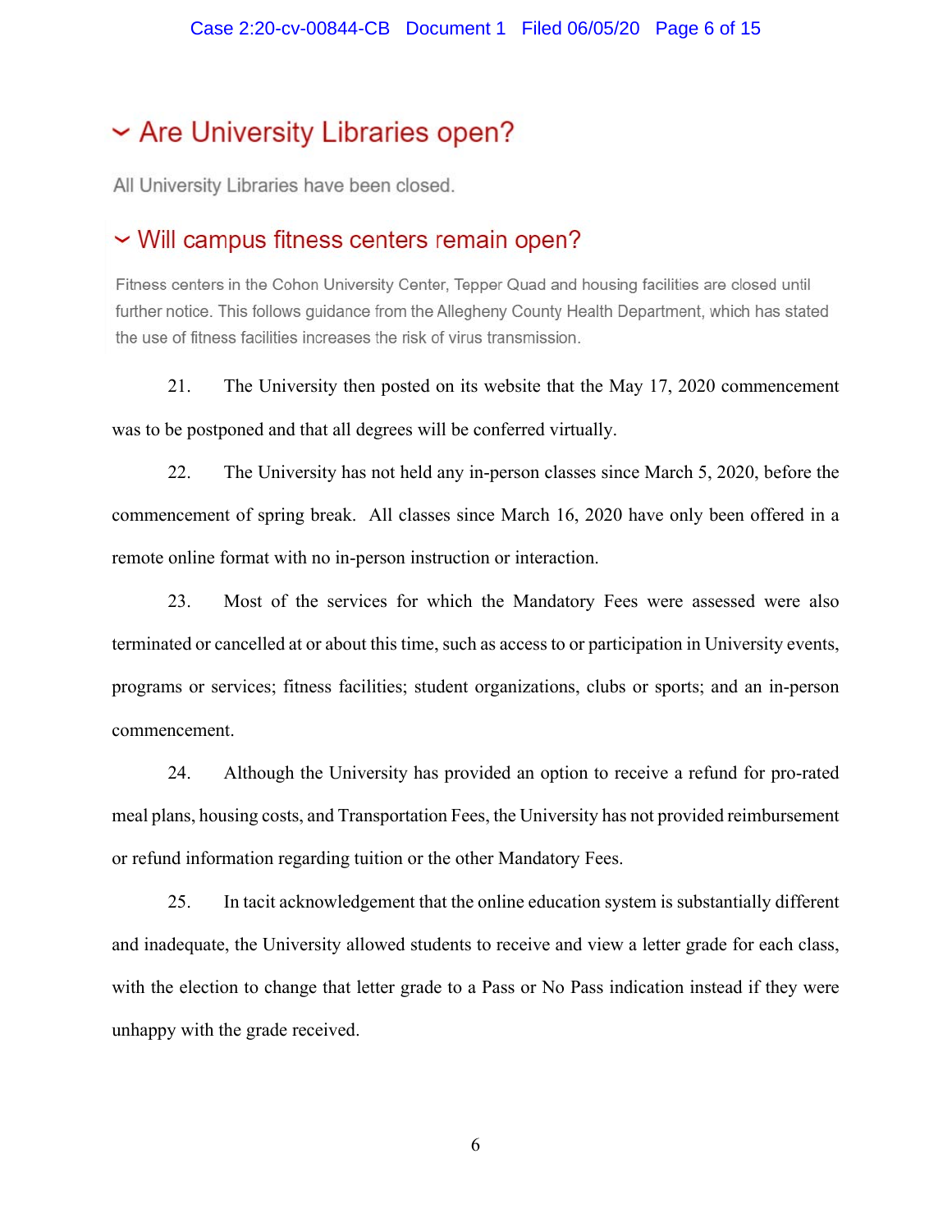## ⌄ Are University Libraries open?

All University Libraries have been closed.

## ⌄ Will campus fitness centers remain open?

Fitness centers in the Cohon University Center, Tepper Quad and housing facilities are closed until further notice. This follows guidance from the Allegheny County Health Department, which has stated the use of fitness facilities increases the risk of virus transmission.

21. The University then posted on its website that the May 17, 2020 commencement was to be postponed and that all degrees will be conferred virtually.

22. The University has not held any in-person classes since March 5, 2020, before the commencement of spring break. All classes since March 16, 2020 have only been offered in a remote online format with no in-person instruction or interaction.

23. Most of the services for which the Mandatory Fees were assessed were also terminated or cancelled at or about this time, such as access to or participation in University events, programs or services; fitness facilities; student organizations, clubs or sports; and an in-person commencement.

24. Although the University has provided an option to receive a refund for pro-rated meal plans, housing costs, and Transportation Fees, the University has not provided reimbursement or refund information regarding tuition or the other Mandatory Fees.

25. In tacit acknowledgement that the online education system is substantially different and inadequate, the University allowed students to receive and view a letter grade for each class, with the election to change that letter grade to a Pass or No Pass indication instead if they were unhappy with the grade received.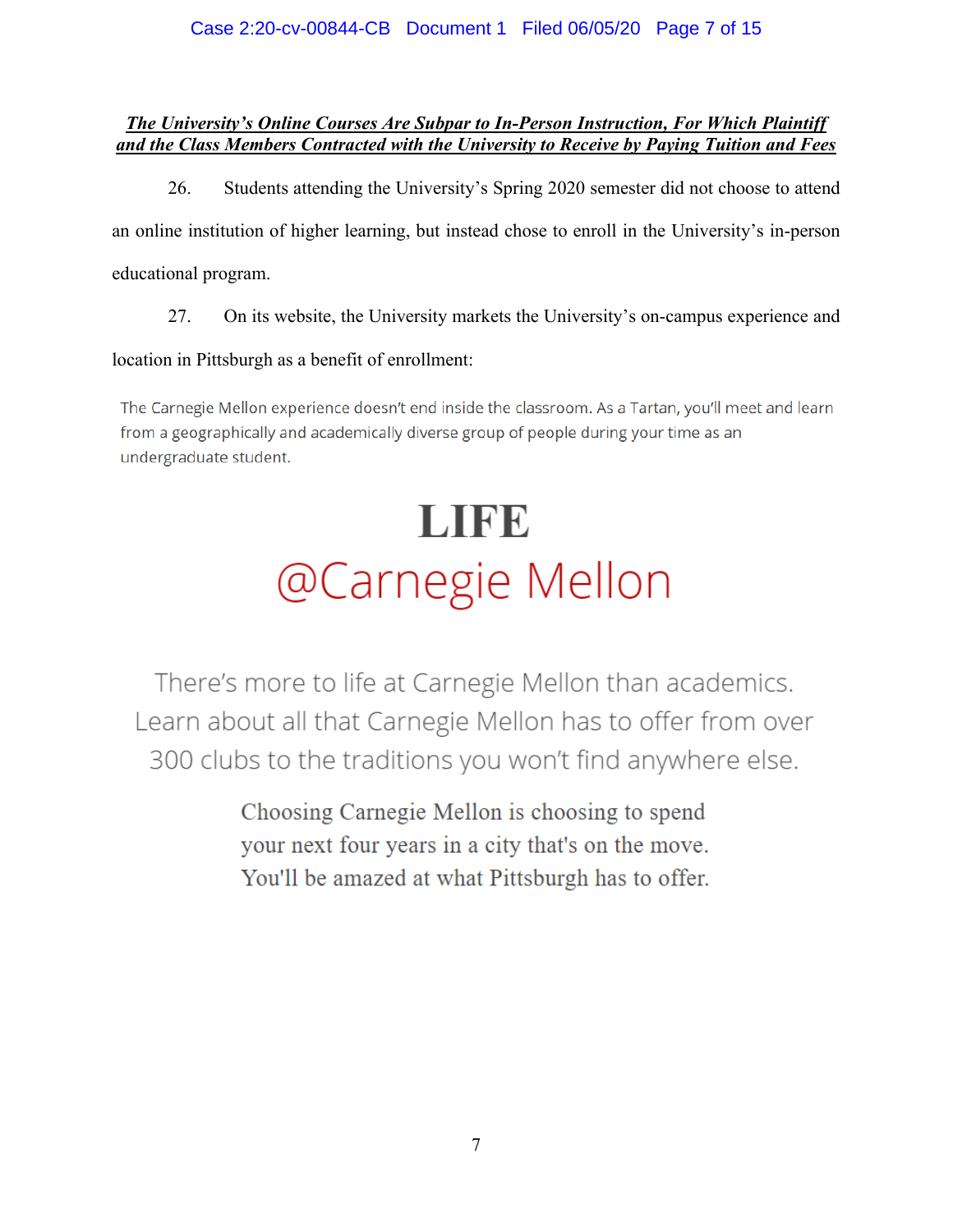***The University's Online Courses Are Subpar to In-Person Instruction, For Which Plaintiff and the Class Members Contracted with the University to Receive by Paying Tuition and Fees***

26. Students attending the University's Spring 2020 semester did not choose to attend an online institution of higher learning, but instead chose to enroll in the University's in-person educational program.

27. On its website, the University markets the University's on-campus experience and location in Pittsburgh as a benefit of enrollment:

> The Carnegie Mellon experience doesn't end inside the classroom. As a Tartan, you'll meet and learn from a geographically and academically diverse group of people during your time as an undergraduate student.

> **LIFE**
> @Carnegie Mellon
>
> There's more to life at Carnegie Mellon than academics. Learn about all that Carnegie Mellon has to offer from over 300 clubs to the traditions you won't find anywhere else.
>
> Choosing Carnegie Mellon is choosing to spend your next four years in a city that's on the move. You'll be amazed at what Pittsburgh has to offer.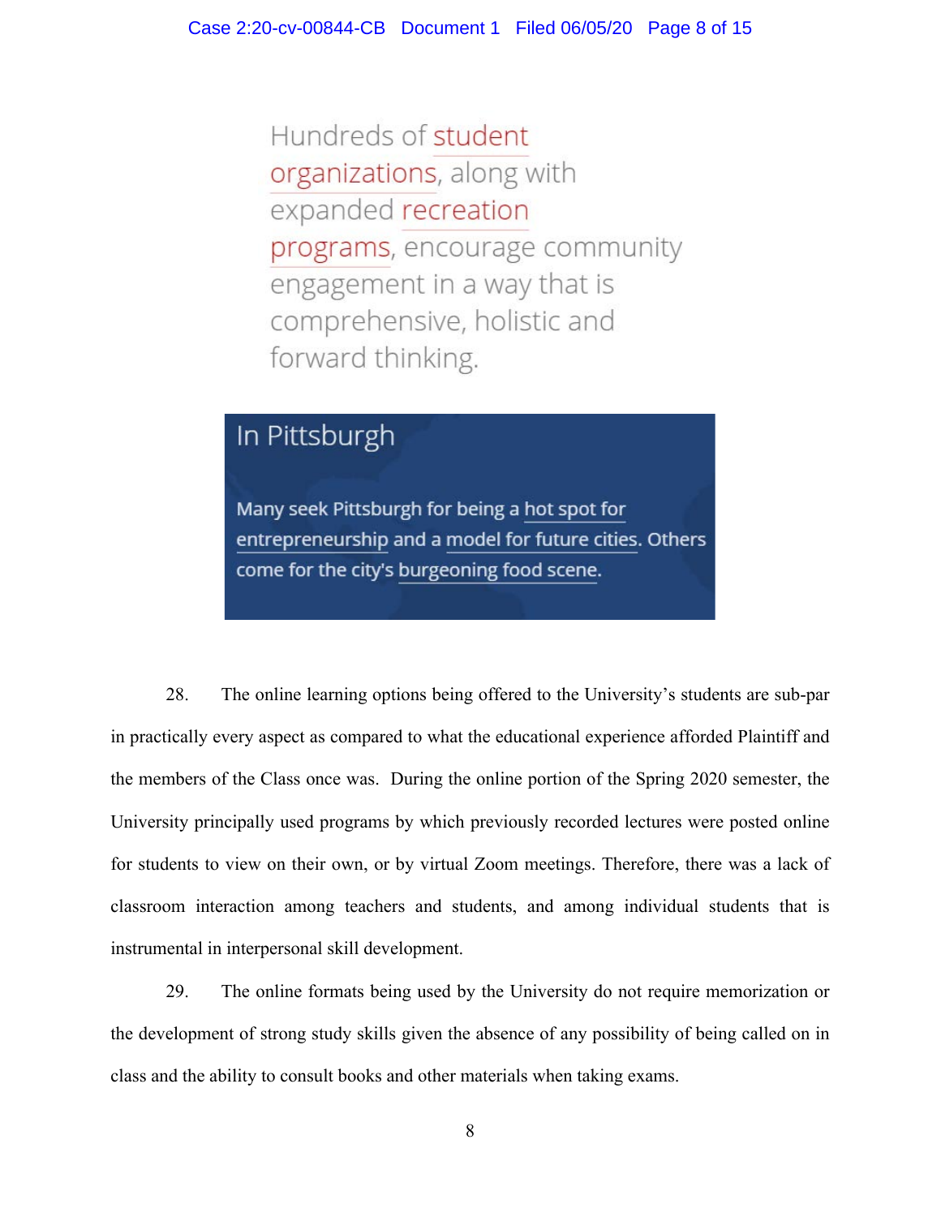Hundreds of student organizations, along with expanded recreation programs, encourage community engagement in a way that is comprehensive, holistic and forward thinking.

## In Pittsburgh

Many seek Pittsburgh for being a hot spot for entrepreneurship and a model for future cities. Others come for the city's burgeoning food scene.

28. The online learning options being offered to the University's students are sub-par in practically every aspect as compared to what the educational experience afforded Plaintiff and the members of the Class once was. During the online portion of the Spring 2020 semester, the University principally used programs by which previously recorded lectures were posted online for students to view on their own, or by virtual Zoom meetings. Therefore, there was a lack of classroom interaction among teachers and students, and among individual students that is instrumental in interpersonal skill development.

29. The online formats being used by the University do not require memorization or the development of strong study skills given the absence of any possibility of being called on in class and the ability to consult books and other materials when taking exams.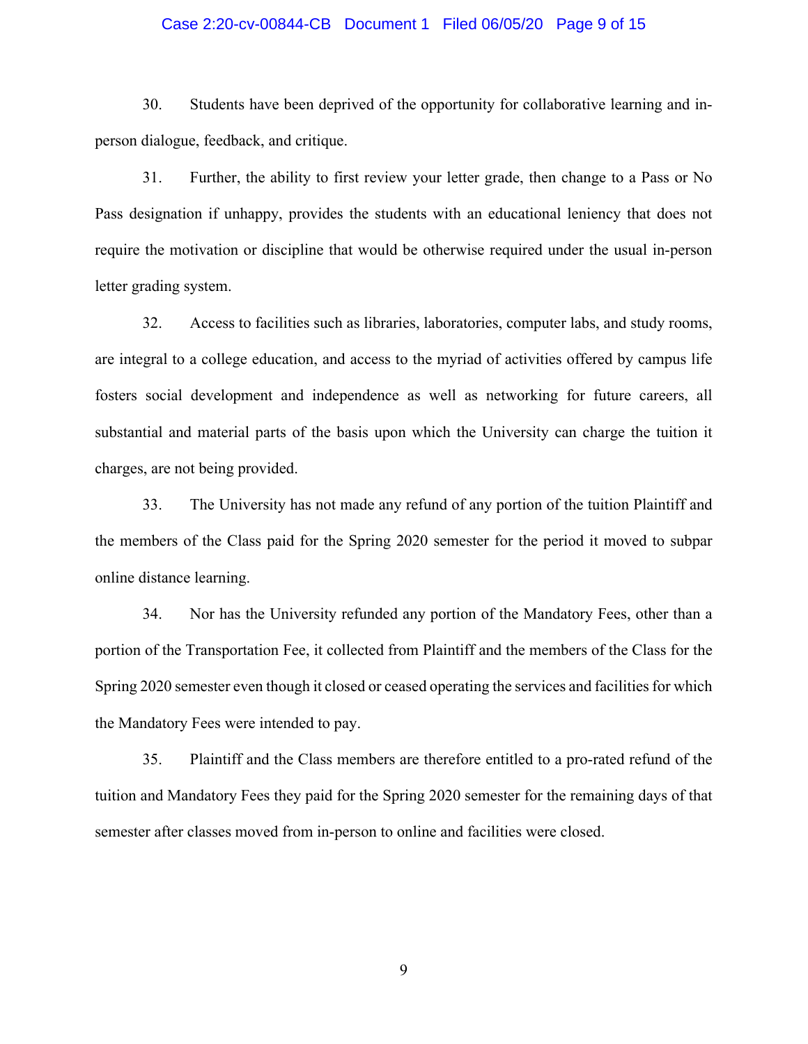30. Students have been deprived of the opportunity for collaborative learning and in-person dialogue, feedback, and critique.

31. Further, the ability to first review your letter grade, then change to a Pass or No Pass designation if unhappy, provides the students with an educational leniency that does not require the motivation or discipline that would be otherwise required under the usual in-person letter grading system.

32. Access to facilities such as libraries, laboratories, computer labs, and study rooms, are integral to a college education, and access to the myriad of activities offered by campus life fosters social development and independence as well as networking for future careers, all substantial and material parts of the basis upon which the University can charge the tuition it charges, are not being provided.

33. The University has not made any refund of any portion of the tuition Plaintiff and the members of the Class paid for the Spring 2020 semester for the period it moved to subpar online distance learning.

34. Nor has the University refunded any portion of the Mandatory Fees, other than a portion of the Transportation Fee, it collected from Plaintiff and the members of the Class for the Spring 2020 semester even though it closed or ceased operating the services and facilities for which the Mandatory Fees were intended to pay.

35. Plaintiff and the Class members are therefore entitled to a pro-rated refund of the tuition and Mandatory Fees they paid for the Spring 2020 semester for the remaining days of that semester after classes moved from in-person to online and facilities were closed.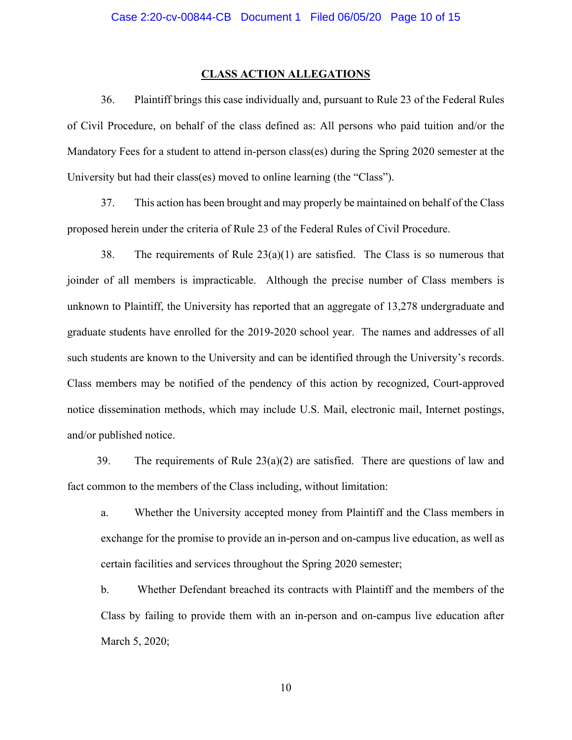## CLASS ACTION ALLEGATIONS

36. Plaintiff brings this case individually and, pursuant to Rule 23 of the Federal Rules of Civil Procedure, on behalf of the class defined as: All persons who paid tuition and/or the Mandatory Fees for a student to attend in-person class(es) during the Spring 2020 semester at the University but had their class(es) moved to online learning (the "Class").

37. This action has been brought and may properly be maintained on behalf of the Class proposed herein under the criteria of Rule 23 of the Federal Rules of Civil Procedure.

38. The requirements of Rule 23(a)(1) are satisfied. The Class is so numerous that joinder of all members is impracticable. Although the precise number of Class members is unknown to Plaintiff, the University has reported that an aggregate of 13,278 undergraduate and graduate students have enrolled for the 2019-2020 school year. The names and addresses of all such students are known to the University and can be identified through the University's records. Class members may be notified of the pendency of this action by recognized, Court-approved notice dissemination methods, which may include U.S. Mail, electronic mail, Internet postings, and/or published notice.

39. The requirements of Rule 23(a)(2) are satisfied. There are questions of law and fact common to the members of the Class including, without limitation:

a. Whether the University accepted money from Plaintiff and the Class members in exchange for the promise to provide an in-person and on-campus live education, as well as certain facilities and services throughout the Spring 2020 semester;

b. Whether Defendant breached its contracts with Plaintiff and the members of the Class by failing to provide them with an in-person and on-campus live education after March 5, 2020;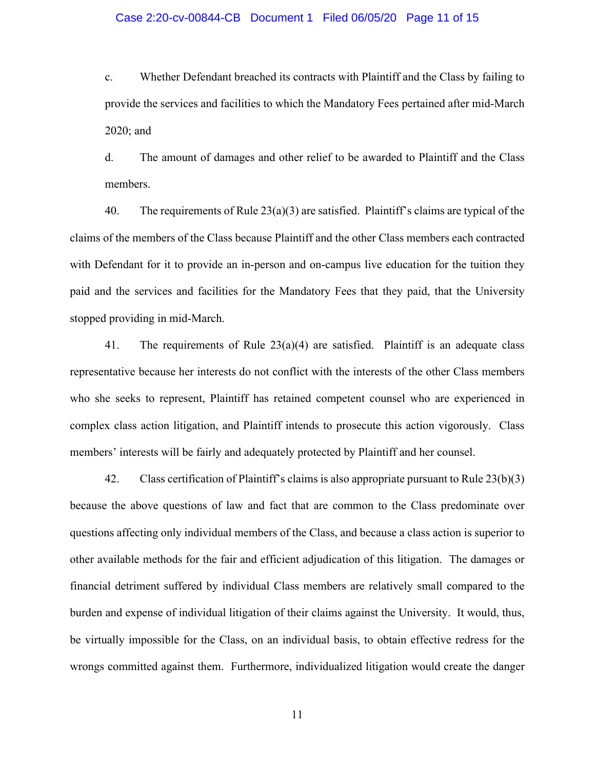c. Whether Defendant breached its contracts with Plaintiff and the Class by failing to provide the services and facilities to which the Mandatory Fees pertained after mid-March 2020; and

d. The amount of damages and other relief to be awarded to Plaintiff and the Class members.

40. The requirements of Rule 23(a)(3) are satisfied. Plaintiff's claims are typical of the claims of the members of the Class because Plaintiff and the other Class members each contracted with Defendant for it to provide an in-person and on-campus live education for the tuition they paid and the services and facilities for the Mandatory Fees that they paid, that the University stopped providing in mid-March.

41. The requirements of Rule 23(a)(4) are satisfied. Plaintiff is an adequate class representative because her interests do not conflict with the interests of the other Class members who she seeks to represent, Plaintiff has retained competent counsel who are experienced in complex class action litigation, and Plaintiff intends to prosecute this action vigorously. Class members' interests will be fairly and adequately protected by Plaintiff and her counsel.

42. Class certification of Plaintiff's claims is also appropriate pursuant to Rule 23(b)(3) because the above questions of law and fact that are common to the Class predominate over questions affecting only individual members of the Class, and because a class action is superior to other available methods for the fair and efficient adjudication of this litigation. The damages or financial detriment suffered by individual Class members are relatively small compared to the burden and expense of individual litigation of their claims against the University. It would, thus, be virtually impossible for the Class, on an individual basis, to obtain effective redress for the wrongs committed against them. Furthermore, individualized litigation would create the danger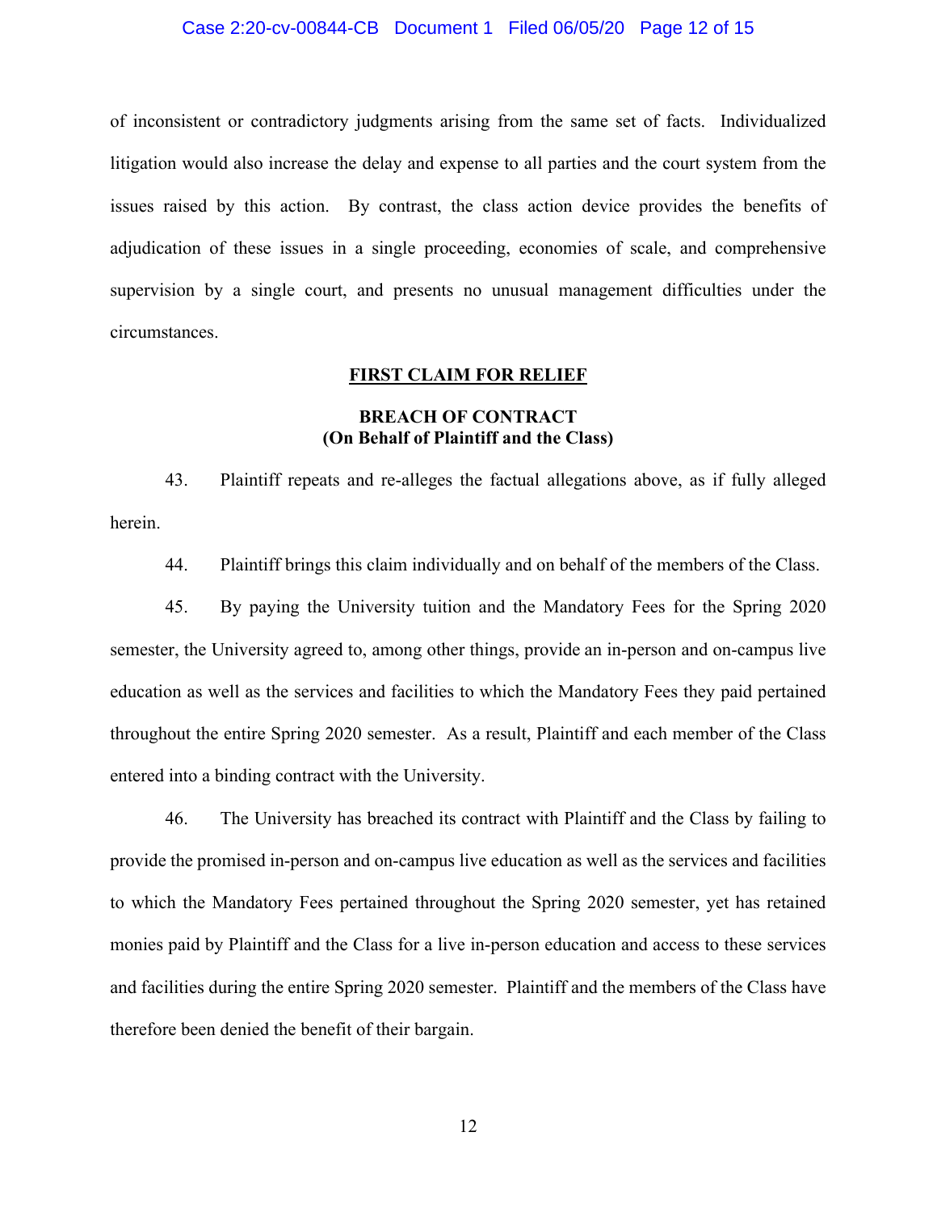of inconsistent or contradictory judgments arising from the same set of facts. Individualized litigation would also increase the delay and expense to all parties and the court system from the issues raised by this action. By contrast, the class action device provides the benefits of adjudication of these issues in a single proceeding, economies of scale, and comprehensive supervision by a single court, and presents no unusual management difficulties under the circumstances.

## FIRST CLAIM FOR RELIEF

### BREACH OF CONTRACT
### (On Behalf of Plaintiff and the Class)

43. Plaintiff repeats and re-alleges the factual allegations above, as if fully alleged herein.

44. Plaintiff brings this claim individually and on behalf of the members of the Class.

45. By paying the University tuition and the Mandatory Fees for the Spring 2020 semester, the University agreed to, among other things, provide an in-person and on-campus live education as well as the services and facilities to which the Mandatory Fees they paid pertained throughout the entire Spring 2020 semester. As a result, Plaintiff and each member of the Class entered into a binding contract with the University.

46. The University has breached its contract with Plaintiff and the Class by failing to provide the promised in-person and on-campus live education as well as the services and facilities to which the Mandatory Fees pertained throughout the Spring 2020 semester, yet has retained monies paid by Plaintiff and the Class for a live in-person education and access to these services and facilities during the entire Spring 2020 semester. Plaintiff and the members of the Class have therefore been denied the benefit of their bargain.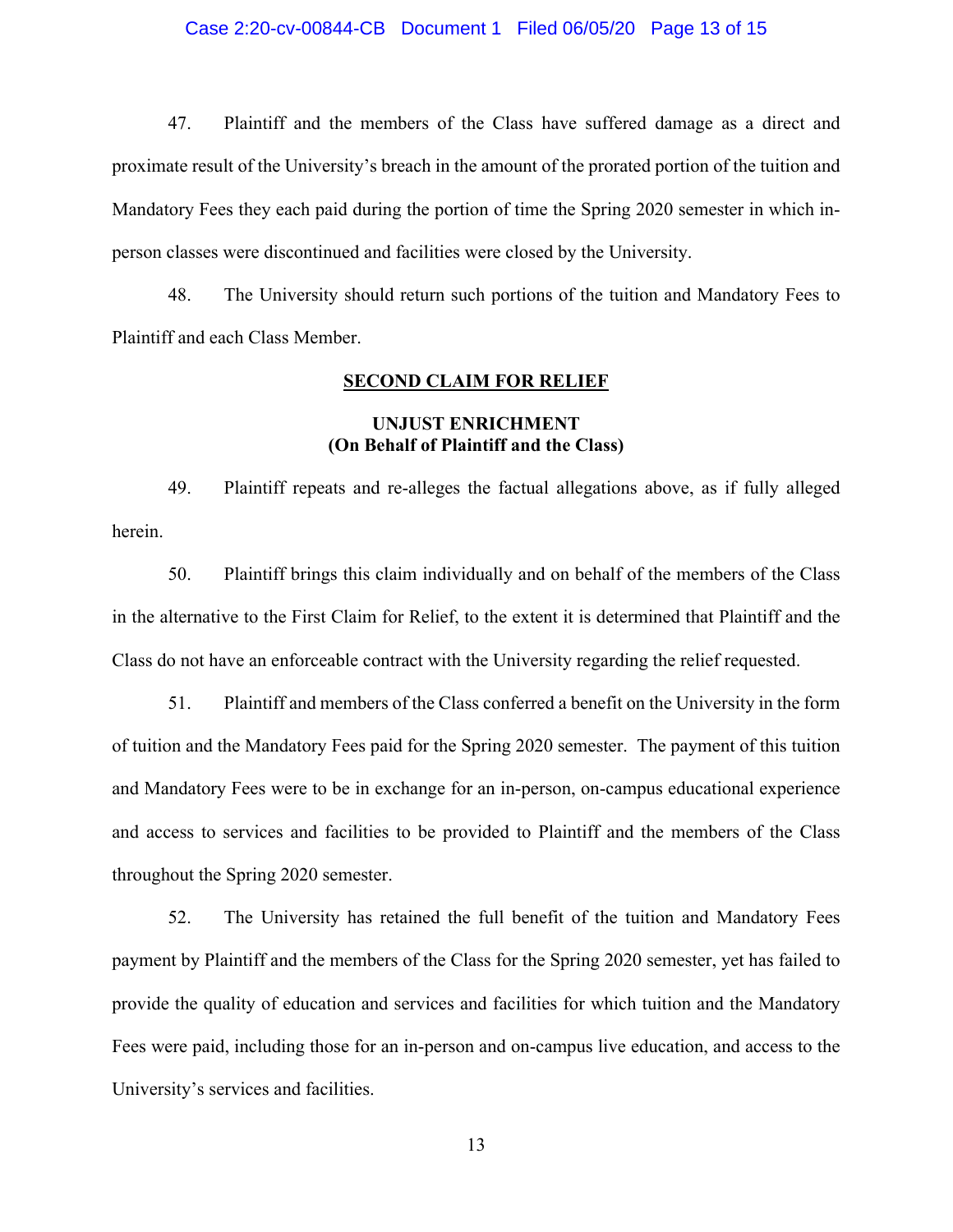47. Plaintiff and the members of the Class have suffered damage as a direct and proximate result of the University's breach in the amount of the prorated portion of the tuition and Mandatory Fees they each paid during the portion of time the Spring 2020 semester in which in-person classes were discontinued and facilities were closed by the University.

48. The University should return such portions of the tuition and Mandatory Fees to Plaintiff and each Class Member.

**SECOND CLAIM FOR RELIEF**

**UNJUST ENRICHMENT**
**(On Behalf of Plaintiff and the Class)**

49. Plaintiff repeats and re-alleges the factual allegations above, as if fully alleged herein.

50. Plaintiff brings this claim individually and on behalf of the members of the Class in the alternative to the First Claim for Relief, to the extent it is determined that Plaintiff and the Class do not have an enforceable contract with the University regarding the relief requested.

51. Plaintiff and members of the Class conferred a benefit on the University in the form of tuition and the Mandatory Fees paid for the Spring 2020 semester. The payment of this tuition and Mandatory Fees were to be in exchange for an in-person, on-campus educational experience and access to services and facilities to be provided to Plaintiff and the members of the Class throughout the Spring 2020 semester.

52. The University has retained the full benefit of the tuition and Mandatory Fees payment by Plaintiff and the members of the Class for the Spring 2020 semester, yet has failed to provide the quality of education and services and facilities for which tuition and the Mandatory Fees were paid, including those for an in-person and on-campus live education, and access to the University's services and facilities.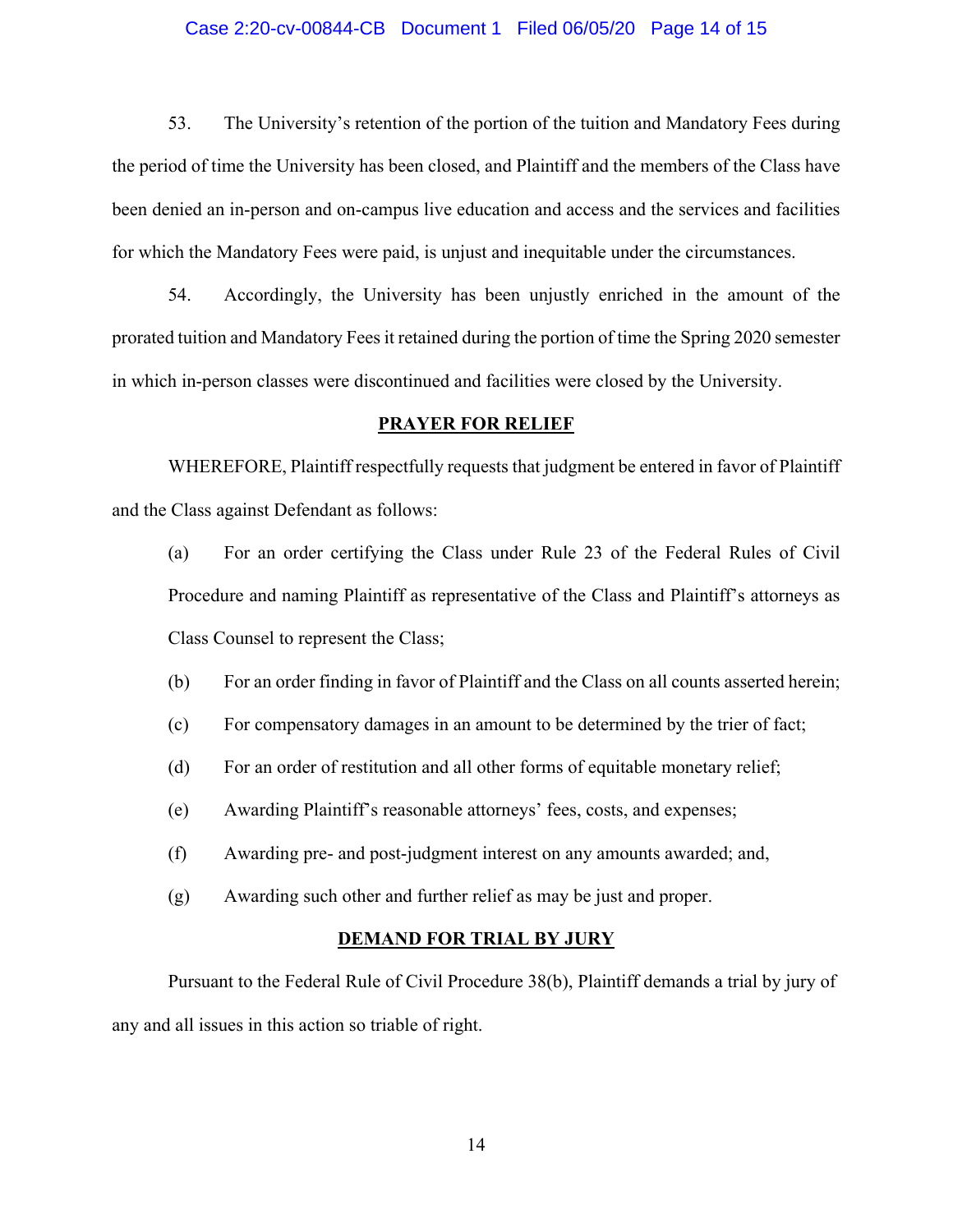53. The University's retention of the portion of the tuition and Mandatory Fees during the period of time the University has been closed, and Plaintiff and the members of the Class have been denied an in-person and on-campus live education and access and the services and facilities for which the Mandatory Fees were paid, is unjust and inequitable under the circumstances.

54. Accordingly, the University has been unjustly enriched in the amount of the prorated tuition and Mandatory Fees it retained during the portion of time the Spring 2020 semester in which in-person classes were discontinued and facilities were closed by the University.

## PRAYER FOR RELIEF

WHEREFORE, Plaintiff respectfully requests that judgment be entered in favor of Plaintiff and the Class against Defendant as follows:

(a) For an order certifying the Class under Rule 23 of the Federal Rules of Civil Procedure and naming Plaintiff as representative of the Class and Plaintiff's attorneys as Class Counsel to represent the Class;

(b) For an order finding in favor of Plaintiff and the Class on all counts asserted herein;

(c) For compensatory damages in an amount to be determined by the trier of fact;

(d) For an order of restitution and all other forms of equitable monetary relief;

(e) Awarding Plaintiff's reasonable attorneys' fees, costs, and expenses;

(f) Awarding pre- and post-judgment interest on any amounts awarded; and,

(g) Awarding such other and further relief as may be just and proper.

## DEMAND FOR TRIAL BY JURY

Pursuant to the Federal Rule of Civil Procedure 38(b), Plaintiff demands a trial by jury of any and all issues in this action so triable of right.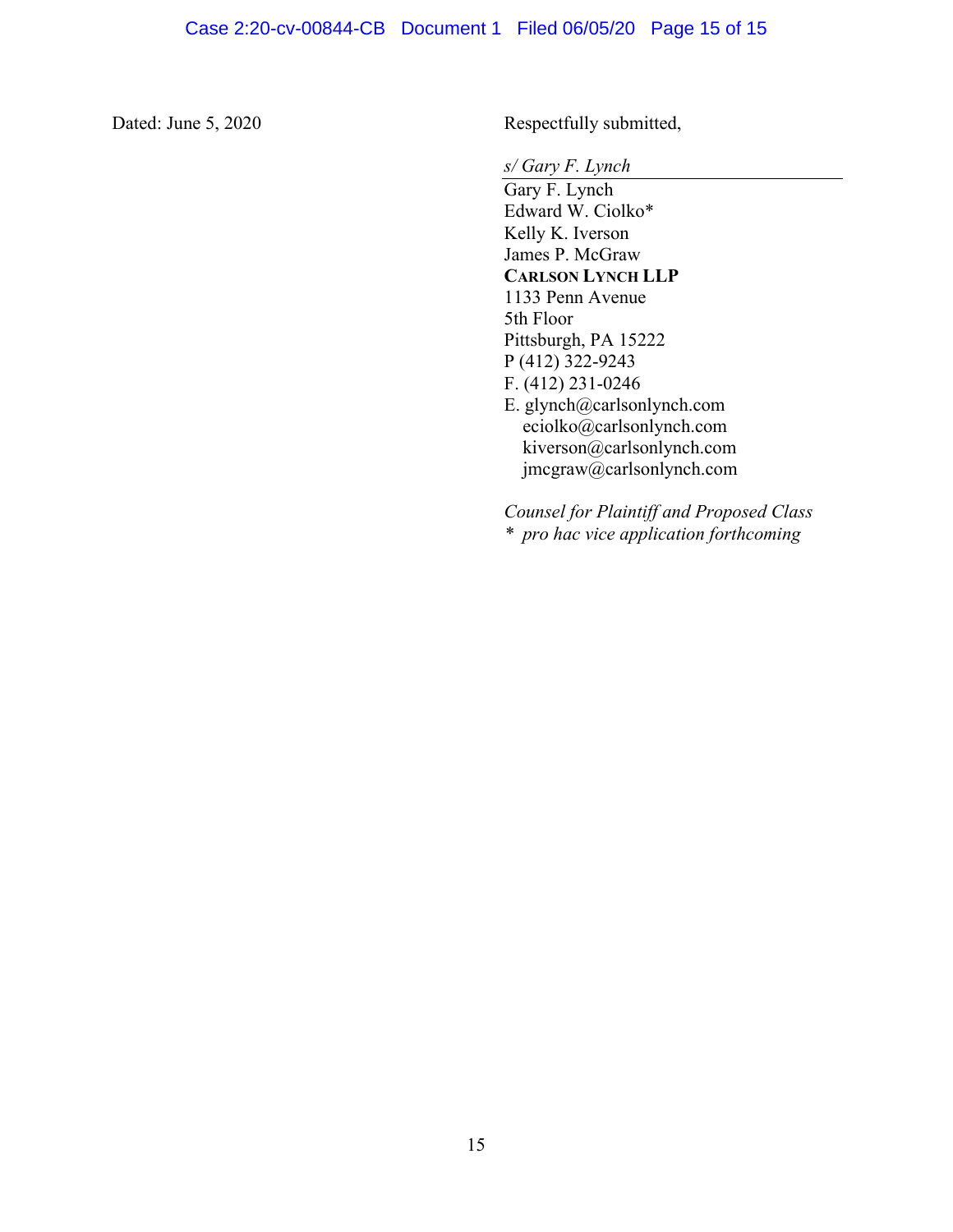Dated: June 5, 2020

Respectfully submitted,

*s/ Gary F. Lynch*

Gary F. Lynch
Edward W. Ciolko*
Kelly K. Iverson
James P. McGraw
**CARLSON LYNCH LLP**
1133 Penn Avenue
5th Floor
Pittsburgh, PA 15222
P (412) 322-9243
F. (412) 231-0246
E. glynch@carlsonlynch.com
eciolko@carlsonlynch.com
kiverson@carlsonlynch.com
jmcgraw@carlsonlynch.com

*Counsel for Plaintiff and Proposed Class*
* *pro hac vice application forthcoming*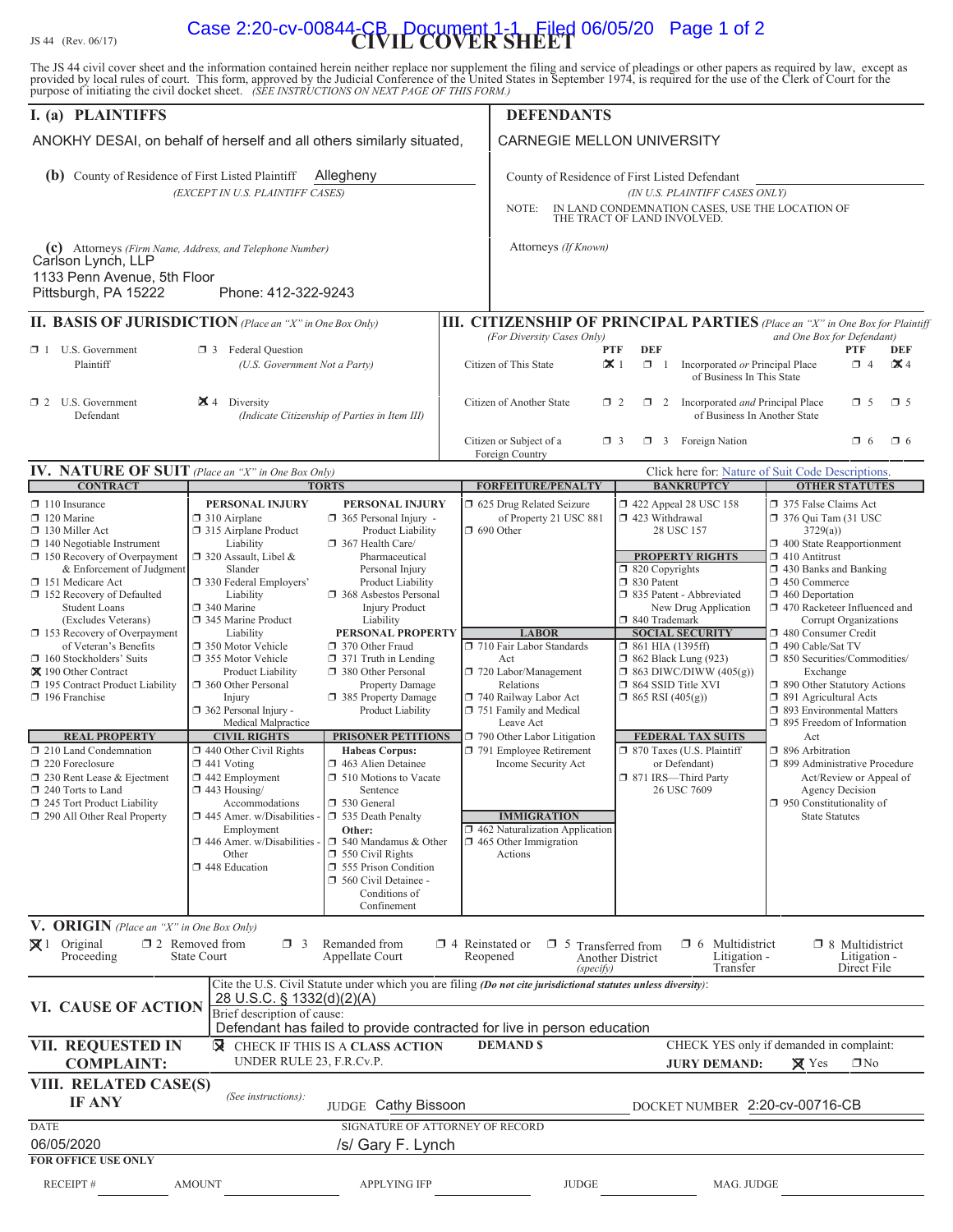JS 44 (Rev. 06/17)

# CIVIL COVER SHEET

The JS 44 civil cover sheet and the information contained herein neither replace nor supplement the filing and service of pleadings or other papers as required by law, except as provided by local rules of court. This form, approved by the Judicial Conference of the United States in September 1974, is required for the use of the Clerk of Court for the purpose of initiating the civil docket sheet. *(SEE INSTRUCTIONS ON NEXT PAGE OF THIS FORM.)*

## I. (a) PLAINTIFFS

ANOKHY DESAI, on behalf of herself and all others similarly situated,

**(b)** County of Residence of First Listed Plaintiff: Allegheny
*(EXCEPT IN U.S. PLAINTIFF CASES)*

**(c)** Attorneys *(Firm Name, Address, and Telephone Number)*
Carlson Lynch, LLP
1133 Penn Avenue, 5th Floor
Pittsburgh, PA 15222 Phone: 412-322-9243

## DEFENDANTS

CARNEGIE MELLON UNIVERSITY

County of Residence of First Listed Defendant
*(IN U.S. PLAINTIFF CASES ONLY)*
NOTE: IN LAND CONDEMNATION CASES, USE THE LOCATION OF THE TRACT OF LAND INVOLVED.

Attorneys *(If Known)*

## II. BASIS OF JURISDICTION *(Place an "X" in One Box Only)*

- ☐ 1 U.S. Government Plaintiff
- ☐ 3 Federal Question *(U.S. Government Not a Party)*
- ☐ 2 U.S. Government Defendant
- ☒ 4 Diversity *(Indicate Citizenship of Parties in Item III)*

## III. CITIZENSHIP OF PRINCIPAL PARTIES *(Place an "X" in One Box for Plaintiff and One Box for Defendant) (For Diversity Cases Only)*

| | PTF | DEF | | PTF | DEF |
|---|---|---|---|---|---|
| Citizen of This State | ☒ 1 | ☐ 1 | Incorporated *or* Principal Place of Business In This State | ☐ 4 | ☒ 4 |
| Citizen of Another State | ☐ 2 | ☐ 2 | Incorporated *and* Principal Place of Business In Another State | ☐ 5 | ☐ 5 |
| Citizen or Subject of a Foreign Country | ☐ 3 | ☐ 3 | Foreign Nation | ☐ 6 | ☐ 6 |

## IV. NATURE OF SUIT *(Place an "X" in One Box Only)*

Click here for: Nature of Suit Code Descriptions.

**CONTRACT**
- ☐ 110 Insurance
- ☐ 120 Marine
- ☐ 130 Miller Act
- ☐ 140 Negotiable Instrument
- ☐ 150 Recovery of Overpayment & Enforcement of Judgment
- ☐ 151 Medicare Act
- ☐ 152 Recovery of Defaulted Student Loans (Excludes Veterans)
- ☐ 153 Recovery of Overpayment of Veteran's Benefits
- ☐ 160 Stockholders' Suits
- ☒ 190 Other Contract
- ☐ 195 Contract Product Liability
- ☐ 196 Franchise

**REAL PROPERTY**
- ☐ 210 Land Condemnation
- ☐ 220 Foreclosure
- ☐ 230 Rent Lease & Ejectment
- ☐ 240 Torts to Land
- ☐ 245 Tort Product Liability
- ☐ 290 All Other Real Property

**TORTS — PERSONAL INJURY**
- ☐ 310 Airplane
- ☐ 315 Airplane Product Liability
- ☐ 320 Assault, Libel & Slander
- ☐ 330 Federal Employers' Liability
- ☐ 340 Marine
- ☐ 345 Marine Product Liability
- ☐ 350 Motor Vehicle
- ☐ 355 Motor Vehicle Product Liability
- ☐ 360 Other Personal Injury
- ☐ 362 Personal Injury - Medical Malpractice

**PERSONAL INJURY**
- ☐ 365 Personal Injury - Product Liability
- ☐ 367 Health Care/ Pharmaceutical Personal Injury Product Liability
- ☐ 368 Asbestos Personal Injury Product Liability

**PERSONAL PROPERTY**
- ☐ 370 Other Fraud
- ☐ 371 Truth in Lending
- ☐ 380 Other Personal Property Damage
- ☐ 385 Property Damage Product Liability

**CIVIL RIGHTS**
- ☐ 440 Other Civil Rights
- ☐ 441 Voting
- ☐ 442 Employment
- ☐ 443 Housing/ Accommodations
- ☐ 445 Amer. w/Disabilities - Employment
- ☐ 446 Amer. w/Disabilities - Other
- ☐ 448 Education

**PRISONER PETITIONS**
Habeas Corpus:
- ☐ 463 Alien Detainee
- ☐ 510 Motions to Vacate Sentence
- ☐ 530 General
- ☐ 535 Death Penalty

Other:
- ☐ 540 Mandamus & Other
- ☐ 550 Civil Rights
- ☐ 555 Prison Condition
- ☐ 560 Civil Detainee - Conditions of Confinement

**FORFEITURE/PENALTY**
- ☐ 625 Drug Related Seizure of Property 21 USC 881
- ☐ 690 Other

**LABOR**
- ☐ 710 Fair Labor Standards Act
- ☐ 720 Labor/Management Relations
- ☐ 740 Railway Labor Act
- ☐ 751 Family and Medical Leave Act
- ☐ 790 Other Labor Litigation
- ☐ 791 Employee Retirement Income Security Act

**IMMIGRATION**
- ☐ 462 Naturalization Application
- ☐ 465 Other Immigration Actions

**BANKRUPTCY**
- ☐ 422 Appeal 28 USC 158
- ☐ 423 Withdrawal 28 USC 157

**PROPERTY RIGHTS**
- ☐ 820 Copyrights
- ☐ 830 Patent
- ☐ 835 Patent - Abbreviated New Drug Application
- ☐ 840 Trademark

**SOCIAL SECURITY**
- ☐ 861 HIA (1395ff)
- ☐ 862 Black Lung (923)
- ☐ 863 DIWC/DIWW (405(g))
- ☐ 864 SSID Title XVI
- ☐ 865 RSI (405(g))

**FEDERAL TAX SUITS**
- ☐ 870 Taxes (U.S. Plaintiff or Defendant)
- ☐ 871 IRS—Third Party 26 USC 7609

**OTHER STATUTES**
- ☐ 375 False Claims Act
- ☐ 376 Qui Tam (31 USC 3729(a))
- ☐ 400 State Reapportionment
- ☐ 410 Antitrust
- ☐ 430 Banks and Banking
- ☐ 450 Commerce
- ☐ 460 Deportation
- ☐ 470 Racketeer Influenced and Corrupt Organizations
- ☐ 480 Consumer Credit
- ☐ 490 Cable/Sat TV
- ☐ 850 Securities/Commodities/ Exchange
- ☐ 890 Other Statutory Actions
- ☐ 891 Agricultural Acts
- ☐ 893 Environmental Matters
- ☐ 895 Freedom of Information Act
- ☐ 896 Arbitration
- ☐ 899 Administrative Procedure Act/Review or Appeal of Agency Decision
- ☐ 950 Constitutionality of State Statutes

## V. ORIGIN *(Place an "X" in One Box Only)*

- ☒ 1 Original Proceeding
- ☐ 2 Removed from State Court
- ☐ 3 Remanded from Appellate Court
- ☐ 4 Reinstated or Reopened
- ☐ 5 Transferred from Another District *(specify)*
- ☐ 6 Multidistrict Litigation - Transfer
- ☐ 8 Multidistrict Litigation - Direct File

## VI. CAUSE OF ACTION

Cite the U.S. Civil Statute under which you are filing *(Do not cite jurisdictional statutes unless diversity)*:
28 U.S.C. § 1332(d)(2)(A)

Brief description of cause:
Defendant has failed to provide contracted for live in person education

## VII. REQUESTED IN COMPLAINT:

☒ CHECK IF THIS IS A **CLASS ACTION** UNDER RULE 23, F.R.Cv.P.

**DEMAND $**

CHECK YES only if demanded in complaint:
**JURY DEMAND:** ☒ Yes ☐ No

## VIII. RELATED CASE(S) IF ANY

*(See instructions)*: JUDGE Cathy Bissoon DOCKET NUMBER 2:20-cv-00716-CB

DATE: 06/05/2020

SIGNATURE OF ATTORNEY OF RECORD: /s/ Gary F. Lynch

**FOR OFFICE USE ONLY**

RECEIPT # AMOUNT APPLYING IFP JUDGE MAG. JUDGE